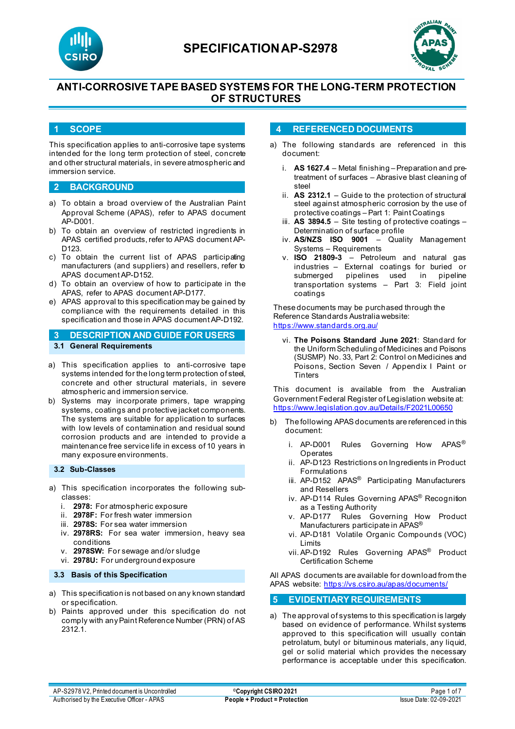# SPECIFICATION AP-S2978

## ANTI-CORROSIVE TAPE BASED SYSTEMS FOR THE LONG-TERM PROTECTION OF STRUCTURES

## 1 SCOPE

This specification applies to anti-corrosive tape systems intended for the long term protection of steel, concrete and other structural materials, in severe atmospheric and immersion service.

## 2 BACKGROUND

a) To obtain a broad overview of the Australian Paint Approval Scheme (APAS), refer to APAS document AP-D001.
b) To obtain an overview of restricted ingredients in APAS certified products, refer to APAS document AP-D123.
c) To obtain the current list of APAS participating manufacturers (and suppliers) and resellers, refer to APAS document AP-D152.
d) To obtain an overview of how to participate in the APAS, refer to APAS document AP-D177.
e) APAS approval to this specification may be gained by compliance with the requirements detailed in this specification and those in APAS document AP-D192.

## 3 DESCRIPTION AND GUIDE FOR USERS

### 3.1 General Requirements

a) This specification applies to anti-corrosive tape systems intended for the long term protection of steel, concrete and other structural materials, in severe atmospheric and immersion service.
b) Systems may incorporate primers, tape wrapping systems, coatings and protective jacket components. The systems are suitable for application to surfaces with low levels of contamination and residual sound corrosion products and are intended to provide a maintenance free service life in excess of 10 years in many exposure environments.

### 3.2 Sub-Classes

a) This specification incorporates the following sub-classes:
   i. **2978:** For atmospheric exposure
   ii. **2978F:** For fresh water immersion
   iii. **2978S:** For sea water immersion
   iv. **2978RS:** For sea water immersion, heavy sea conditions
   v. **2978SW:** For sewage and/or sludge
   vi. **2978U:** For underground exposure

### 3.3 Basis of this Specification

a) This specification is not based on any known standard or specification.
b) Paints approved under this specification do not comply with any Paint Reference Number (PRN) of AS 2312.1.

## 4 REFERENCED DOCUMENTS

a) The following standards are referenced in this document:
   i. **AS 1627.4** – Metal finishing – Preparation and pre-treatment of surfaces – Abrasive blast cleaning of steel
   ii. **AS 2312.1** – Guide to the protection of structural steel against atmospheric corrosion by the use of protective coatings – Part 1: Paint Coatings
   iii. **AS 3894.5** – Site testing of protective coatings – Determination of surface profile
   iv. **AS/NZS ISO 9001** – Quality Management Systems – Requirements
   v. **ISO 21809-3** – Petroleum and natural gas industries – External coatings for buried or submerged pipelines used in pipeline transportation systems – Part 3: Field joint coatings

   These documents may be purchased through the Reference Standards Australia website: https://www.standards.org.au/

   vi. **The Poisons Standard June 2021**: Standard for the Uniform Scheduling of Medicines and Poisons (SUSMP) No. 33, Part 2: Control on Medicines and Poisons, Section Seven / Appendix I Paint or Tinters

   This document is available from the Australian Government Federal Register of Legislation website at: https://www.legislation.gov.au/Details/F2021L00650

b) The following APAS documents are referenced in this document:
   i. AP-D001 Rules Governing How APAS® Operates
   ii. AP-D123 Restrictions on Ingredients in Product Formulations
   iii. AP-D152 APAS® Participating Manufacturers and Resellers
   iv. AP-D114 Rules Governing APAS® Recognition as a Testing Authority
   v. AP-D177 Rules Governing How Product Manufacturers participate in APAS®
   vi. AP-D181 Volatile Organic Compounds (VOC) Limits
   vii. AP-D192 Rules Governing APAS® Product Certification Scheme

All APAS documents are available for download from the APAS website: https://vs.csiro.au/apas/documents/

## 5 EVIDENTIARY REQUIREMENTS

a) The approval of systems to this specification is largely based on evidence of performance. Whilst systems approved to this specification will usually contain petrolatum, butyl or bituminous materials, any liquid, gel or solid material which provides the necessary performance is acceptable under this specification.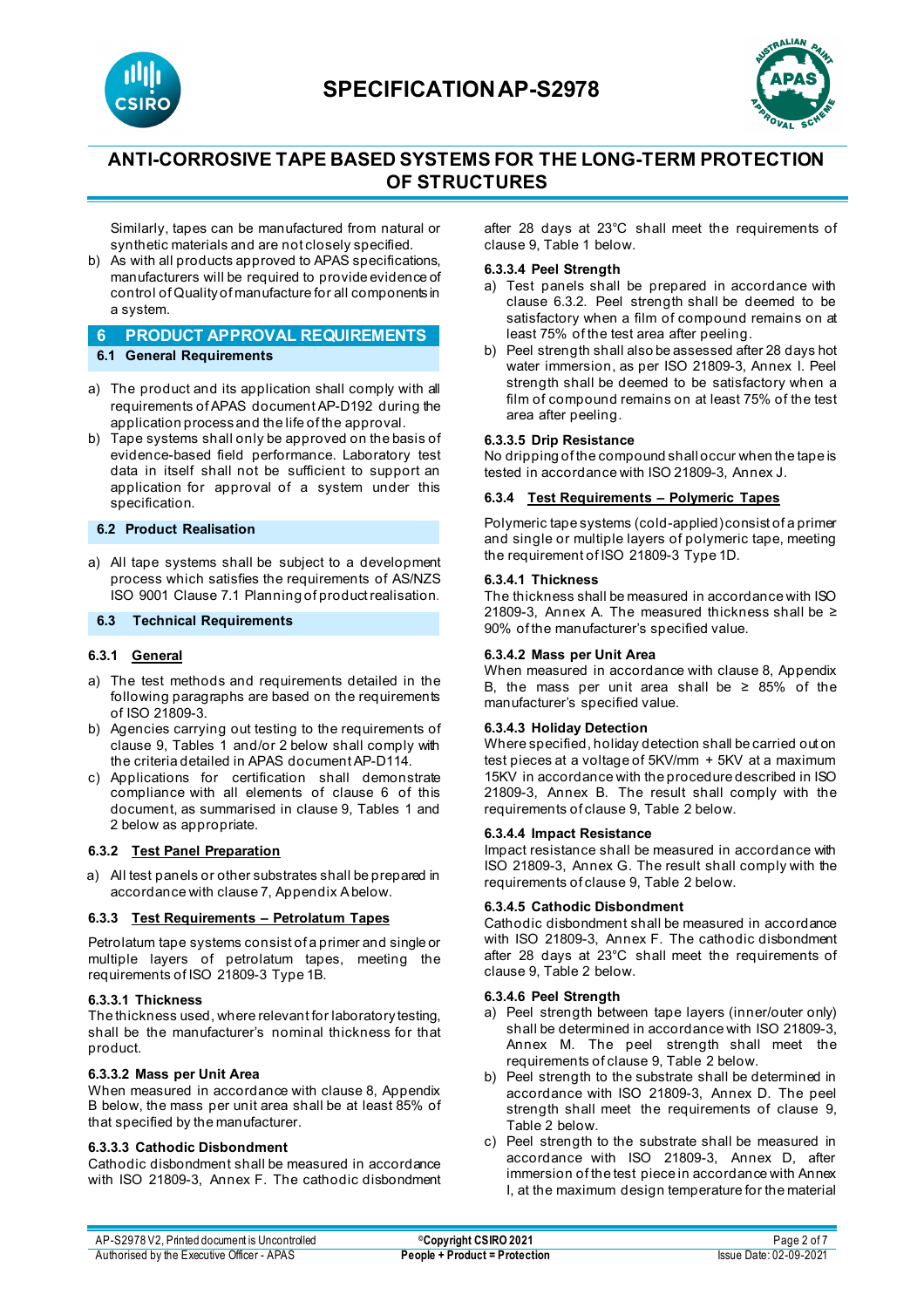Similarly, tapes can be manufactured from natural or synthetic materials and are not closely specified.

b) As with all products approved to APAS specifications, manufacturers will be required to provide evidence of control of Quality of manufacture for all components in a system.

## 6 PRODUCT APPROVAL REQUIREMENTS

### 6.1 General Requirements

a) The product and its application shall comply with all requirements of APAS document AP-D192 during the application process and the life of the approval.

b) Tape systems shall only be approved on the basis of evidence-based field performance. Laboratory test data in itself shall not be sufficient to support an application for approval of a system under this specification.

### 6.2 Product Realisation

a) All tape systems shall be subject to a development process which satisfies the requirements of AS/NZS ISO 9001 Clause 7.1 Planning of product realisation.

### 6.3 Technical Requirements

#### 6.3.1 General

a) The test methods and requirements detailed in the following paragraphs are based on the requirements of ISO 21809-3.

b) Agencies carrying out testing to the requirements of clause 9, Tables 1 and/or 2 below shall comply with the criteria detailed in APAS document AP-D114.

c) Applications for certification shall demonstrate compliance with all elements of clause 6 of this document, as summarised in clause 9, Tables 1 and 2 below as appropriate.

#### 6.3.2 Test Panel Preparation

a) All test panels or other substrates shall be prepared in accordance with clause 7, Appendix A below.

#### 6.3.3 Test Requirements – Petrolatum Tapes

Petrolatum tape systems consist of a primer and single or multiple layers of petrolatum tapes, meeting the requirements of ISO 21809-3 Type 1B.

**6.3.3.1 Thickness**

The thickness used, where relevant for laboratory testing, shall be the manufacturer's nominal thickness for that product.

**6.3.3.2 Mass per Unit Area**

When measured in accordance with clause 8, Appendix B below, the mass per unit area shall be at least 85% of that specified by the manufacturer.

**6.3.3.3 Cathodic Disbondment**

Cathodic disbondment shall be measured in accordance with ISO 21809-3, Annex F. The cathodic disbondment after 28 days at 23°C shall meet the requirements of clause 9, Table 1 below.

**6.3.3.4 Peel Strength**

a) Test panels shall be prepared in accordance with clause 6.3.2. Peel strength shall be deemed to be satisfactory when a film of compound remains on at least 75% of the test area after peeling.

b) Peel strength shall also be assessed after 28 days hot water immersion, as per ISO 21809-3, Annex I. Peel strength shall be deemed to be satisfactory when a film of compound remains on at least 75% of the test area after peeling.

**6.3.3.5 Drip Resistance**

No dripping of the compound shall occur when the tape is tested in accordance with ISO 21809-3, Annex J.

#### 6.3.4 Test Requirements – Polymeric Tapes

Polymeric tape systems (cold-applied) consist of a primer and single or multiple layers of polymeric tape, meeting the requirement of ISO 21809-3 Type 1D.

**6.3.4.1 Thickness**

The thickness shall be measured in accordance with ISO 21809-3, Annex A. The measured thickness shall be ≥ 90% of the manufacturer's specified value.

**6.3.4.2 Mass per Unit Area**

When measured in accordance with clause 8, Appendix B, the mass per unit area shall be ≥ 85% of the manufacturer's specified value.

**6.3.4.3 Holiday Detection**

Where specified, holiday detection shall be carried out on test pieces at a voltage of 5KV/mm + 5KV at a maximum 15KV in accordance with the procedure described in ISO 21809-3, Annex B. The result shall comply with the requirements of clause 9, Table 2 below.

**6.3.4.4 Impact Resistance**

Impact resistance shall be measured in accordance with ISO 21809-3, Annex G. The result shall comply with the requirements of clause 9, Table 2 below.

**6.3.4.5 Cathodic Disbondment**

Cathodic disbondment shall be measured in accordance with ISO 21809-3, Annex F. The cathodic disbondment after 28 days at 23°C shall meet the requirements of clause 9, Table 2 below.

**6.3.4.6 Peel Strength**

a) Peel strength between tape layers (inner/outer only) shall be determined in accordance with ISO 21809-3, Annex M. The peel strength shall meet the requirements of clause 9, Table 2 below.

b) Peel strength to the substrate shall be determined in accordance with ISO 21809-3, Annex D. The peel strength shall meet the requirements of clause 9, Table 2 below.

c) Peel strength to the substrate shall be measured in accordance with ISO 21809-3, Annex D, after immersion of the test piece in accordance with Annex I, at the maximum design temperature for the material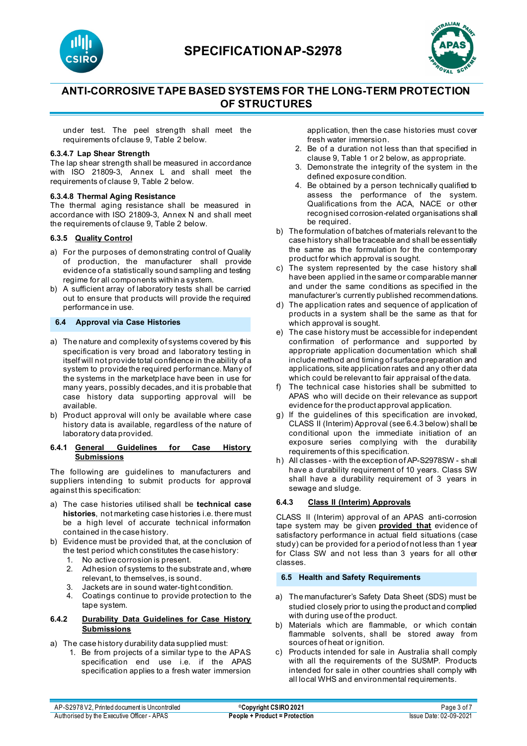under test. The peel strength shall meet the requirements of clause 9, Table 2 below.

#### 6.3.4.7 Lap Shear Strength

The lap shear strength shall be measured in accordance with ISO 21809-3, Annex L and shall meet the requirements of clause 9, Table 2 below.

#### 6.3.4.8 Thermal Aging Resistance

The thermal aging resistance shall be measured in accordance with ISO 21809-3, Annex N and shall meet the requirements of clause 9, Table 2 below.

### 6.3.5 Quality Control

a) For the purposes of demonstrating control of Quality of production, the manufacturer shall provide evidence of a statistically sound sampling and testing regime for all components within a system.
b) A sufficient array of laboratory tests shall be carried out to ensure that products will provide the required performance in use.

## 6.4 Approval via Case Histories

a) The nature and complexity of systems covered by this specification is very broad and laboratory testing in itself will not provide total confidence in the ability of a system to provide the required performance. Many of the systems in the marketplace have been in use for many years, possibly decades, and it is probable that case history data supporting approval will be available.
b) Product approval will only be available where case history data is available, regardless of the nature of laboratory data provided.

### 6.4.1 General Guidelines for Case History Submissions

The following are guidelines to manufacturers and suppliers intending to submit products for approval against this specification:

a) The case histories utilised shall be **technical case histories**, not marketing case histories i.e. there must be a high level of accurate technical information contained in the case history.
b) Evidence must be provided that, at the conclusion of the test period which constitutes the case history:
   1. No active corrosion is present.
   2. Adhesion of systems to the substrate and, where relevant, to themselves, is sound.
   3. Jackets are in sound water-tight condition.
   4. Coatings continue to provide protection to the tape system.

### 6.4.2 Durability Data Guidelines for Case History Submissions

a) The case history durability data supplied must:
   1. Be from projects of a similar type to the APAS specification end use i.e. if the APAS specification applies to a fresh water immersion application, then the case histories must cover fresh water immersion.
   2. Be of a duration not less than that specified in clause 9, Table 1 or 2 below, as appropriate.
   3. Demonstrate the integrity of the system in the defined exposure condition.
   4. Be obtained by a person technically qualified to assess the performance of the system. Qualifications from the ACA, NACE or other recognised corrosion-related organisations shall be required.
b) The formulation of batches of materials relevant to the case history shall be traceable and shall be essentially the same as the formulation for the contemporary product for which approval is sought.
c) The system represented by the case history shall have been applied in the same or comparable manner and under the same conditions as specified in the manufacturer's currently published recommendations.
d) The application rates and sequence of application of products in a system shall be the same as that for which approval is sought.
e) The case history must be accessible for independent confirmation of performance and supported by appropriate application documentation which shall include method and timing of surface preparation and applications, site application rates and any other data which could be relevant to fair appraisal of the data.
f) The technical case histories shall be submitted to APAS who will decide on their relevance as support evidence for the product approval application.
g) If the guidelines of this specification are invoked, CLASS II (Interim) Approval (see 6.4.3 below) shall be conditional upon the immediate initiation of an exposure series complying with the durability requirements of this specification.
h) All classes - with the exception of AP-S2978SW - shall have a durability requirement of 10 years. Class SW shall have a durability requirement of 3 years in sewage and sludge.

### 6.4.3 Class II (Interim) Approvals

CLASS II (Interim) approval of an APAS anti-corrosion tape system may be given **provided that** evidence of satisfactory performance in actual field situations (case study) can be provided for a period of not less than 1 year for Class SW and not less than 3 years for all other classes.

## 6.5 Health and Safety Requirements

a) The manufacturer's Safety Data Sheet (SDS) must be studied closely prior to using the product and complied with during use of the product.
b) Materials which are flammable, or which contain flammable solvents, shall be stored away from sources of heat or ignition.
c) Products intended for sale in Australia shall comply with all the requirements of the SUSMP. Products intended for sale in other countries shall comply with all local WHS and environmental requirements.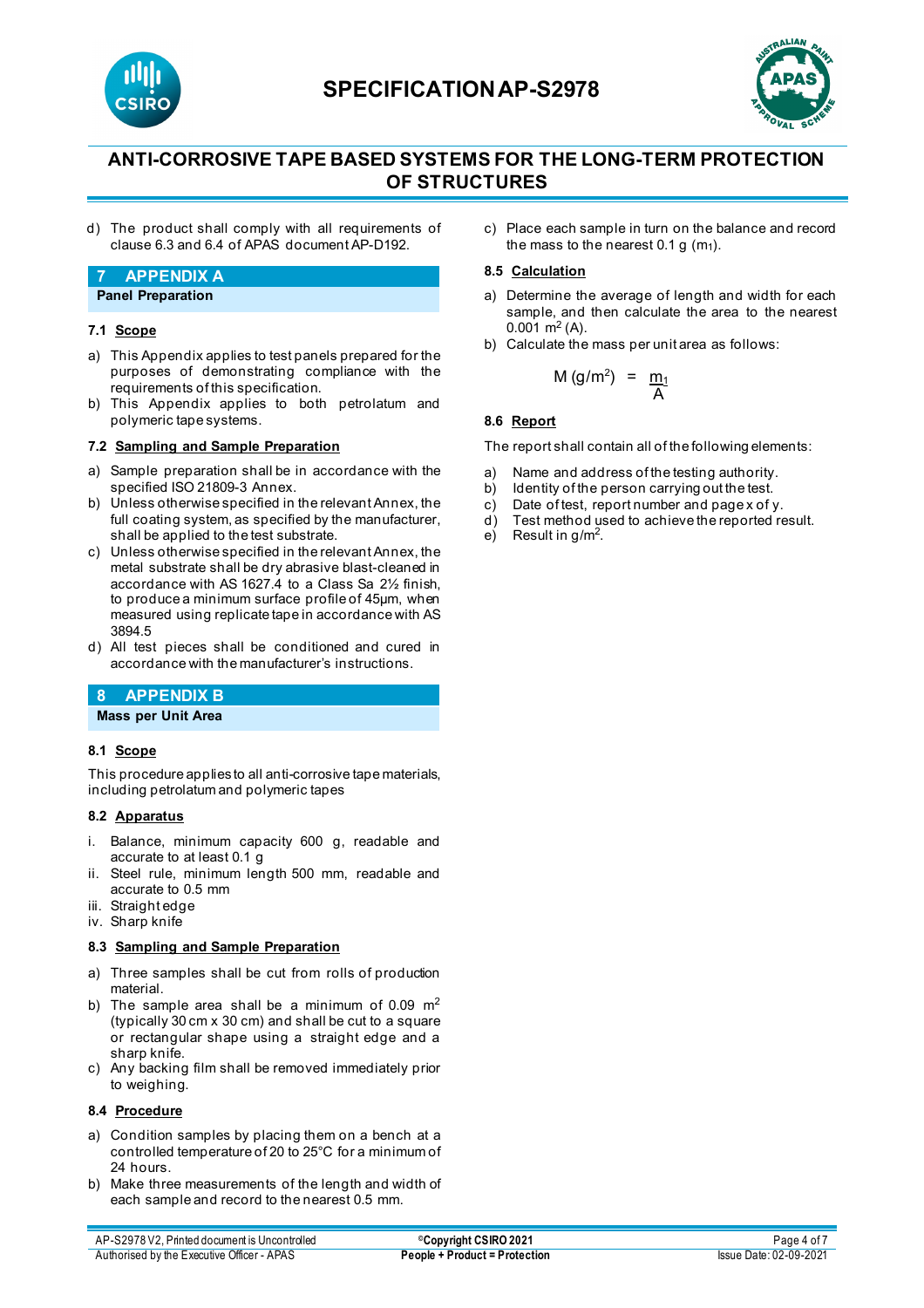d) The product shall comply with all requirements of clause 6.3 and 6.4 of APAS document AP-D192.

## 7 APPENDIX A

**Panel Preparation**

### 7.1 Scope

a) This Appendix applies to test panels prepared for the purposes of demonstrating compliance with the requirements of this specification.
b) This Appendix applies to both petrolatum and polymeric tape systems.

### 7.2 Sampling and Sample Preparation

a) Sample preparation shall be in accordance with the specified ISO 21809-3 Annex.
b) Unless otherwise specified in the relevant Annex, the full coating system, as specified by the manufacturer, shall be applied to the test substrate.
c) Unless otherwise specified in the relevant Annex, the metal substrate shall be dry abrasive blast-cleaned in accordance with AS 1627.4 to a Class Sa 2½ finish, to produce a minimum surface profile of 45µm, when measured using replicate tape in accordance with AS 3894.5
d) All test pieces shall be conditioned and cured in accordance with the manufacturer's instructions.

## 8 APPENDIX B

**Mass per Unit Area**

### 8.1 Scope

This procedure applies to all anti-corrosive tape materials, including petrolatum and polymeric tapes

### 8.2 Apparatus

i. Balance, minimum capacity 600 g, readable and accurate to at least 0.1 g
ii. Steel rule, minimum length 500 mm, readable and accurate to 0.5 mm
iii. Straight edge
iv. Sharp knife

### 8.3 Sampling and Sample Preparation

a) Three samples shall be cut from rolls of production material.
b) The sample area shall be a minimum of 0.09 $m^2$ (typically 30 cm x 30 cm) and shall be cut to a square or rectangular shape using a straight edge and a sharp knife.
c) Any backing film shall be removed immediately prior to weighing.

### 8.4 Procedure

a) Condition samples by placing them on a bench at a controlled temperature of 20 to 25°C for a minimum of 24 hours.
b) Make three measurements of the length and width of each sample and record to the nearest 0.5 mm.
c) Place each sample in turn on the balance and record the mass to the nearest 0.1 g ($m_1$).

### 8.5 Calculation

a) Determine the average of length and width for each sample, and then calculate the area to the nearest 0.001 $m^2$ (A).
b) Calculate the mass per unit area as follows:

$$M\ (g/m^2) = \frac{m_1}{A}$$

### 8.6 Report

The report shall contain all of the following elements:

a) Name and address of the testing authority.
b) Identity of the person carrying out the test.
c) Date of test, report number and page x of y.
d) Test method used to achieve the reported result.
e) Result in $g/m^2$.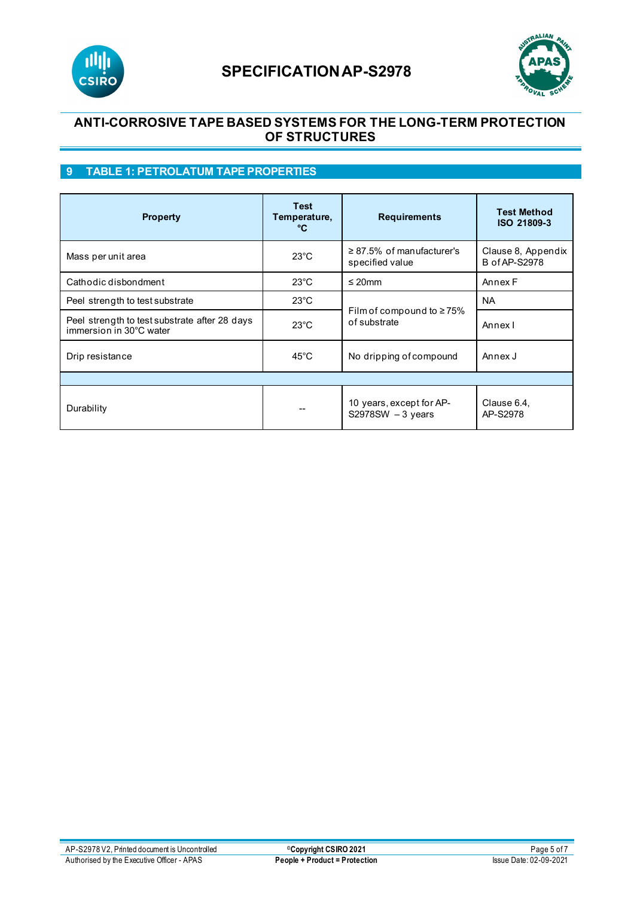# SPECIFICATION AP-S2978

## ANTI-CORROSIVE TAPE BASED SYSTEMS FOR THE LONG-TERM PROTECTION OF STRUCTURES

## 9 TABLE 1: PETROLATUM TAPE PROPERTIES

| Property | Test Temperature, °C | Requirements | Test Method ISO 21809-3 |
|---|---|---|---|
| Mass per unit area | 23°C | ≥ 87.5% of manufacturer's specified value | Clause 8, Appendix B of AP-S2978 |
| Cathodic disbondment | 23°C | ≤ 20mm | Annex F |
| Peel strength to test substrate | 23°C | Film of compound to ≥ 75% of substrate | NA |
| Peel strength to test substrate after 28 days immersion in 30°C water | 23°C | Film of compound to ≥ 75% of substrate | Annex I |
| Drip resistance | 45°C | No dripping of compound | Annex J |
| | | | |
| Durability | -- | 10 years, except for AP-S2978SW – 3 years | Clause 6.4, AP-S2978 |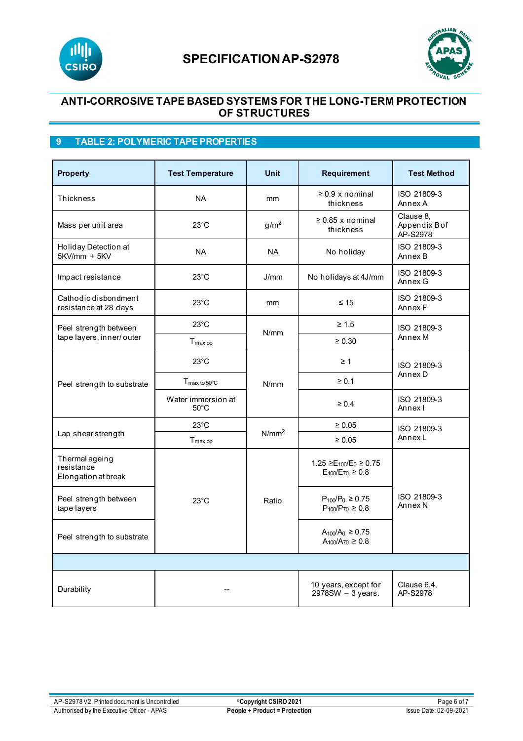# SPECIFICATION AP-S2978

## ANTI-CORROSIVE TAPE BASED SYSTEMS FOR THE LONG-TERM PROTECTION OF STRUCTURES

## 9 TABLE 2: POLYMERIC TAPE PROPERTIES

| Property | Test Temperature | Unit | Requirement | Test Method |
|---|---|---|---|---|
| Thickness | NA | mm | ≥ 0.9 x nominal thickness | ISO 21809-3 Annex A |
| Mass per unit area | 23°C | $g/m^2$ | ≥ 0.85 x nominal thickness | Clause 8, Appendix B of AP-S2978 |
| Holiday Detection at 5KV/mm + 5KV | NA | NA | No holiday | ISO 21809-3 Annex B |
| Impact resistance | 23°C | J/mm | No holidays at 4J/mm | ISO 21809-3 Annex G |
| Cathodic disbondment resistance at 28 days | 23°C | mm | ≤ 15 | ISO 21809-3 Annex F |
| Peel strength between tape layers, inner/ outer | 23°C | N/mm | ≥ 1.5 | ISO 21809-3 Annex M |
| | $T_{max\ op}$ | | ≥ 0.30 | |
| Peel strength to substrate | 23°C | N/mm | ≥ 1 | ISO 21809-3 Annex D |
| | $T_{max\ to\ 50°C}$ | | ≥ 0.1 | |
| | Water immersion at 50°C | | ≥ 0.4 | ISO 21809-3 Annex I |
| Lap shear strength | 23°C | $N/mm^2$ | ≥ 0.05 | ISO 21809-3 Annex L |
| | $T_{max\ op}$ | | ≥ 0.05 | |
| Thermal ageing resistance Elongation at break | 23°C | Ratio | $1.25 \geq E_{100}/E_0 \geq 0.75$ $E_{100}/E_{70} \geq 0.8$ | ISO 21809-3 Annex N |
| Peel strength between tape layers | | | $P_{100}/P_0 \geq 0.75$ $P_{100}/P_{70} \geq 0.8$ | |
| Peel strength to substrate | | | $A_{100}/A_0 \geq 0.75$ $A_{100}/A_{70} \geq 0.8$ | |
| | | | | |
| Durability | -- | | 10 years, except for 2978SW – 3 years. | Clause 6.4, AP-S2978 |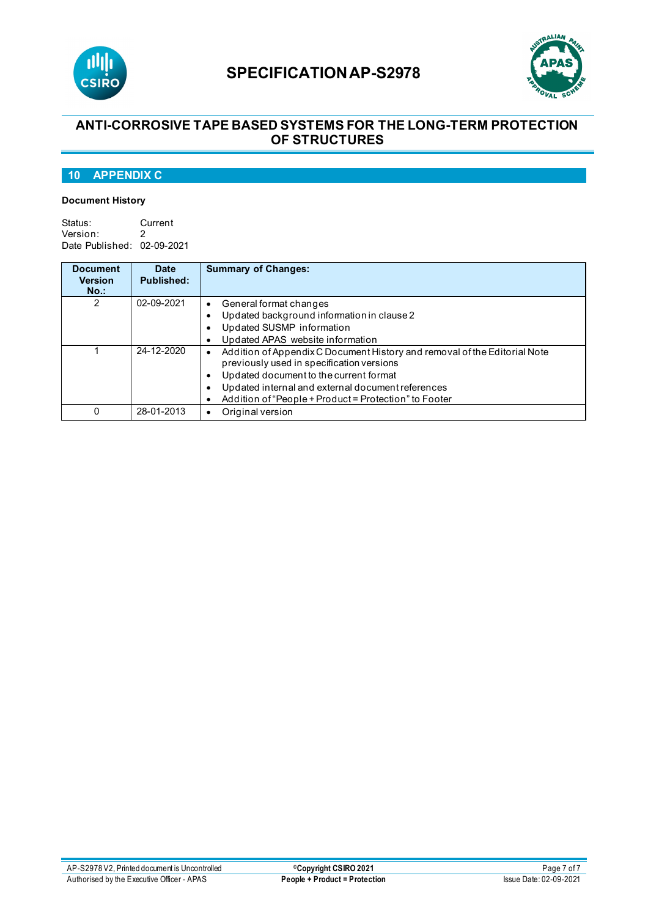## 10 APPENDIX C

**Document History**

Status: Current
Version: 2
Date Published: 02-09-2021

| Document Version No.: | Date Published: | Summary of Changes: |
|---|---|---|
| 2 | 02-09-2021 | • General format changes<br>• Updated background information in clause 2<br>• Updated SUSMP information<br>• Updated APAS website information |
| 1 | 24-12-2020 | • Addition of Appendix C Document History and removal of the Editorial Note previously used in specification versions<br>• Updated document to the current format<br>• Updated internal and external document references<br>• Addition of "People + Product = Protection" to Footer |
| 0 | 28-01-2013 | • Original version |